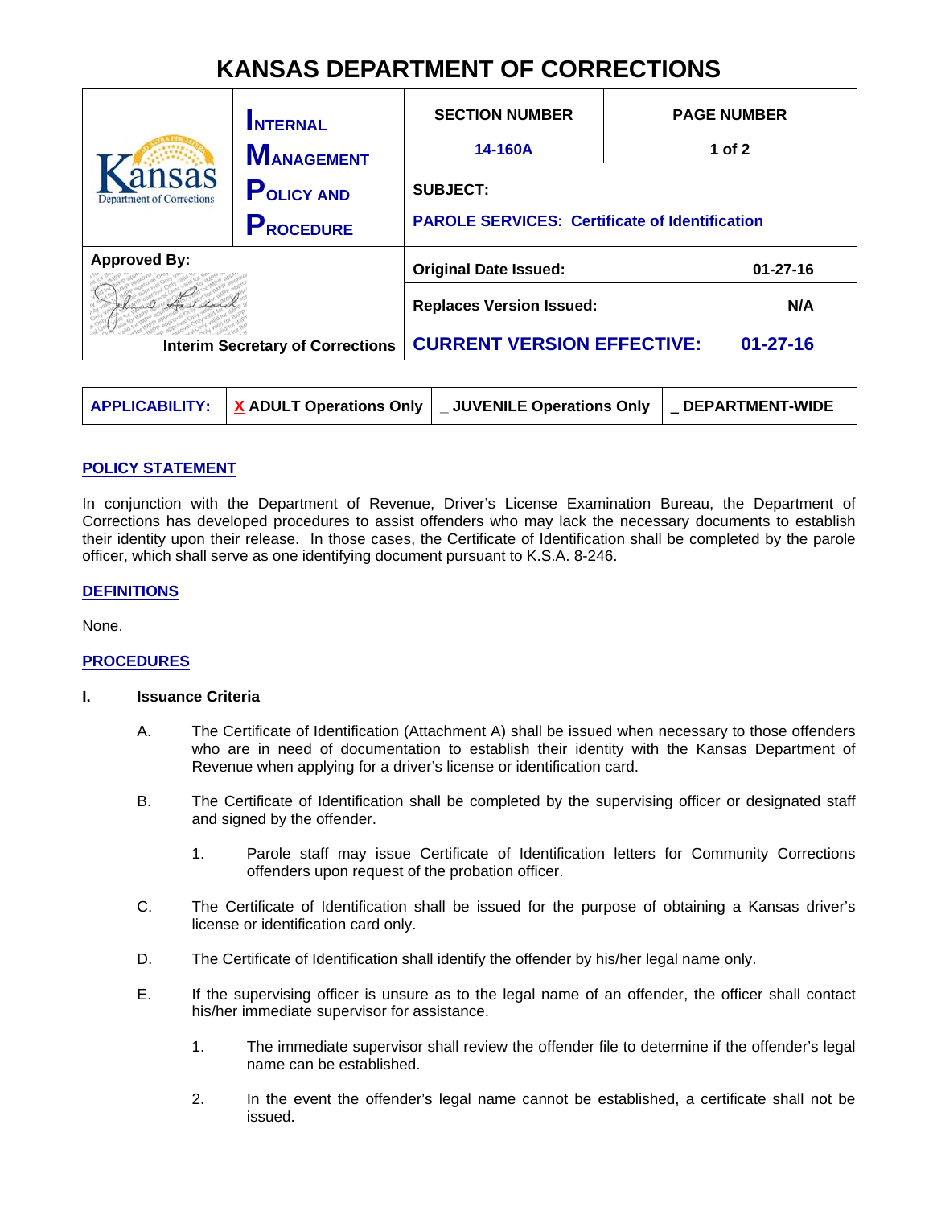# KANSAS DEPARTMENT OF CORRECTIONS

| Kansas Department of Corrections | INTERNAL MANAGEMENT POLICY AND PROCEDURE | SECTION NUMBER | PAGE NUMBER |
|---|---|---|---|
| | | 14-160A | 1 of 2 |
| | | SUBJECT: PAROLE SERVICES: Certificate of Identification | |
| Approved By: | | Original Date Issued: | 01-27-16 |
| | | Replaces Version Issued: | N/A |
| Interim Secretary of Corrections | | CURRENT VERSION EFFECTIVE: | 01-27-16 |

| APPLICABILITY: | X ADULT Operations Only | _ JUVENILE Operations Only | _ DEPARTMENT-WIDE |
|---|---|---|---|

## POLICY STATEMENT

In conjunction with the Department of Revenue, Driver's License Examination Bureau, the Department of Corrections has developed procedures to assist offenders who may lack the necessary documents to establish their identity upon their release. In those cases, the Certificate of Identification shall be completed by the parole officer, which shall serve as one identifying document pursuant to K.S.A. 8-246.

## DEFINITIONS

None.

## PROCEDURES

**I. Issuance Criteria**

A. The Certificate of Identification (Attachment A) shall be issued when necessary to those offenders who are in need of documentation to establish their identity with the Kansas Department of Revenue when applying for a driver's license or identification card.

B. The Certificate of Identification shall be completed by the supervising officer or designated staff and signed by the offender.

1. Parole staff may issue Certificate of Identification letters for Community Corrections offenders upon request of the probation officer.

C. The Certificate of Identification shall be issued for the purpose of obtaining a Kansas driver's license or identification card only.

D. The Certificate of Identification shall identify the offender by his/her legal name only.

E. If the supervising officer is unsure as to the legal name of an offender, the officer shall contact his/her immediate supervisor for assistance.

1. The immediate supervisor shall review the offender file to determine if the offender's legal name can be established.

2. In the event the offender's legal name cannot be established, a certificate shall not be issued.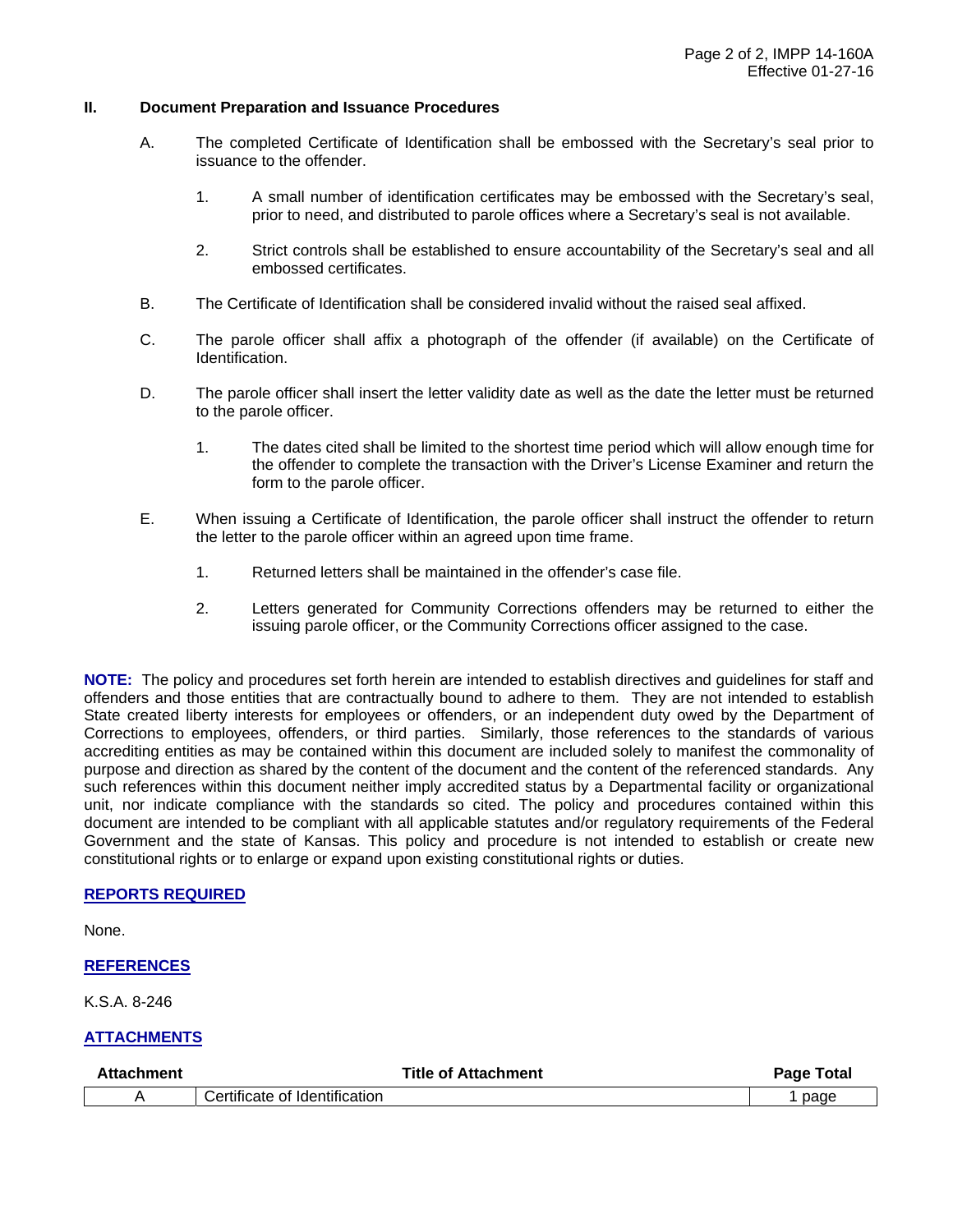## II. Document Preparation and Issuance Procedures

A. The completed Certificate of Identification shall be embossed with the Secretary's seal prior to issuance to the offender.

1. A small number of identification certificates may be embossed with the Secretary's seal, prior to need, and distributed to parole offices where a Secretary's seal is not available.

2. Strict controls shall be established to ensure accountability of the Secretary's seal and all embossed certificates.

B. The Certificate of Identification shall be considered invalid without the raised seal affixed.

C. The parole officer shall affix a photograph of the offender (if available) on the Certificate of Identification.

D. The parole officer shall insert the letter validity date as well as the date the letter must be returned to the parole officer.

1. The dates cited shall be limited to the shortest time period which will allow enough time for the offender to complete the transaction with the Driver's License Examiner and return the form to the parole officer.

E. When issuing a Certificate of Identification, the parole officer shall instruct the offender to return the letter to the parole officer within an agreed upon time frame.

1. Returned letters shall be maintained in the offender's case file.

2. Letters generated for Community Corrections offenders may be returned to either the issuing parole officer, or the Community Corrections officer assigned to the case.

**NOTE:** The policy and procedures set forth herein are intended to establish directives and guidelines for staff and offenders and those entities that are contractually bound to adhere to them. They are not intended to establish State created liberty interests for employees or offenders, or an independent duty owed by the Department of Corrections to employees, offenders, or third parties. Similarly, those references to the standards of various accrediting entities as may be contained within this document are included solely to manifest the commonality of purpose and direction as shared by the content of the document and the content of the referenced standards. Any such references within this document neither imply accredited status by a Departmental facility or organizational unit, nor indicate compliance with the standards so cited. The policy and procedures contained within this document are intended to be compliant with all applicable statutes and/or regulatory requirements of the Federal Government and the state of Kansas. This policy and procedure is not intended to establish or create new constitutional rights or to enlarge or expand upon existing constitutional rights or duties.

## REPORTS REQUIRED

None.

## REFERENCES

K.S.A. 8-246

## ATTACHMENTS

| Attachment | Title of Attachment | Page Total |
|---|---|---|
| A | Certificate of Identification | 1 page |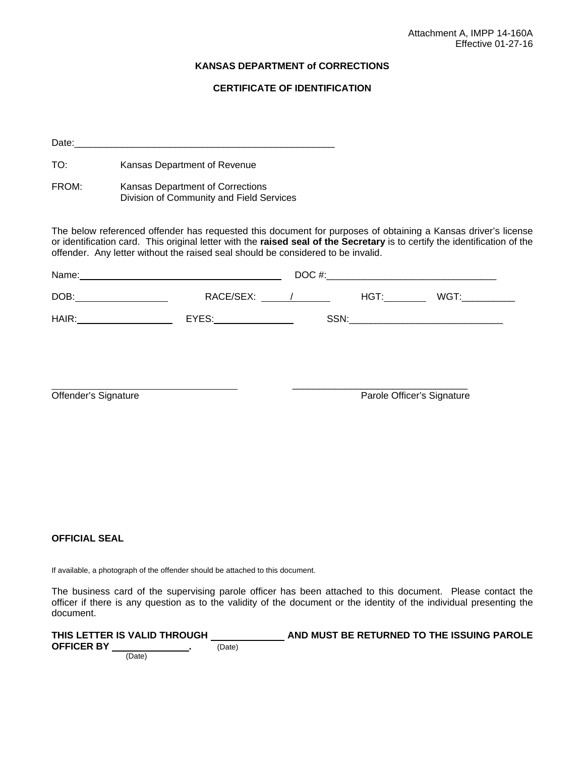Attachment A, IMPP 14-160A
Effective 01-27-16

**KANSAS DEPARTMENT of CORRECTIONS**

**CERTIFICATE OF IDENTIFICATION**

Date:_______________________________________________

TO: Kansas Department of Revenue

FROM: Kansas Department of Corrections
Division of Community and Field Services

The below referenced offender has requested this document for purposes of obtaining a Kansas driver's license or identification card. This original letter with the **raised seal of the Secretary** is to certify the identification of the offender. Any letter without the raised seal should be considered to be invalid.

Name:_________________________________ DOC #:_____________________________

DOB:________________ RACE/SEX: _____/______ HGT:________ WGT:__________

HAIR:_________________ EYES:_______________ SSN:____________________________

_________________________________ _________________________________
Offender's Signature Parole Officer's Signature

**OFFICIAL SEAL**

If available, a photograph of the offender should be attached to this document.

The business card of the supervising parole officer has been attached to this document. Please contact the officer if there is any question as to the validity of the document or the identity of the individual presenting the document.

**THIS LETTER IS VALID THROUGH _____________ AND MUST BE RETURNED TO THE ISSUING PAROLE OFFICER BY ______________.**
(Date) (Date)